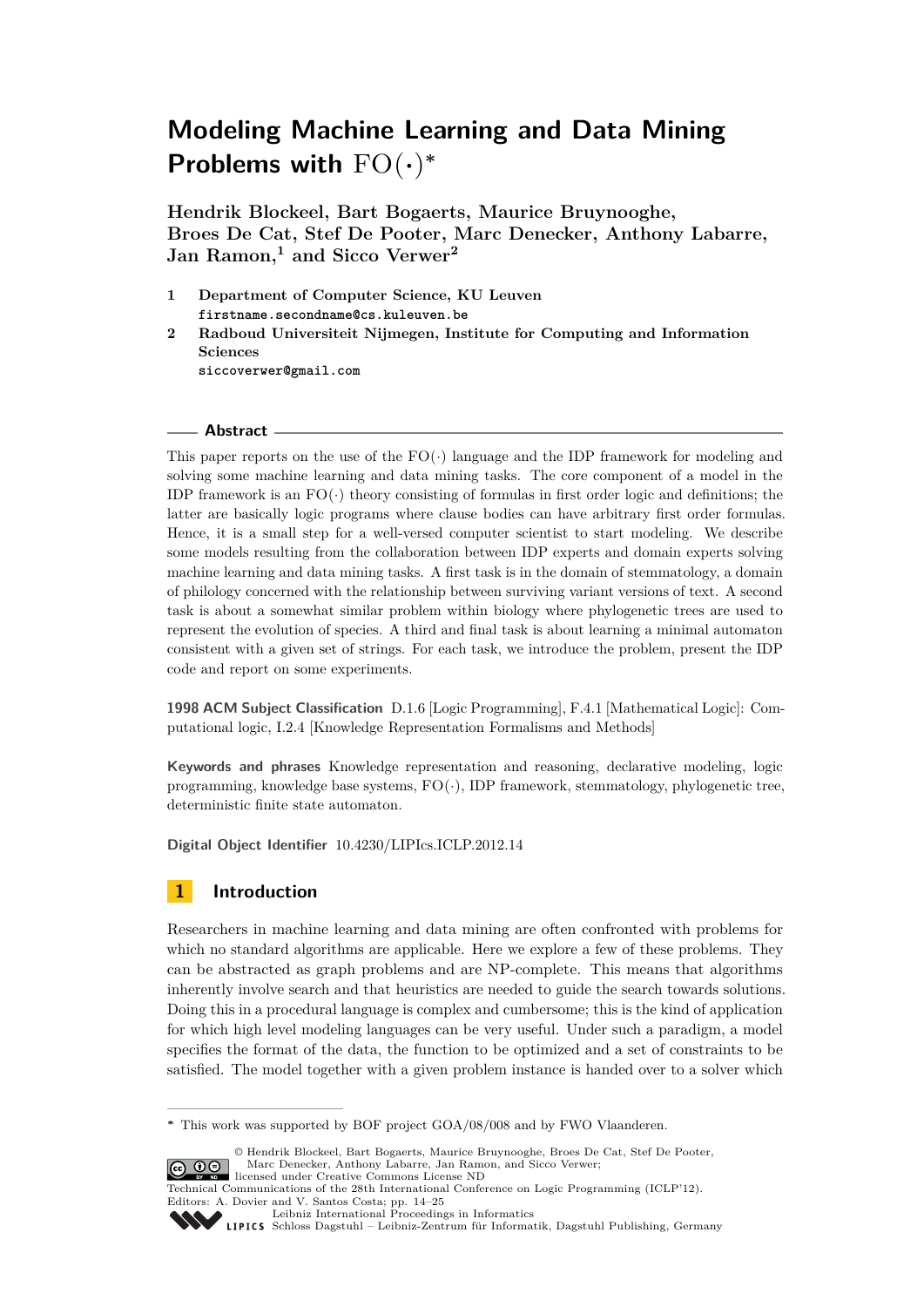# Modeling Machine Learning and Data Mining Problems with FO(·)*

**Hendrik Blockeel, Bart Bogaerts, Maurice Bruynooghe, Broes De Cat, Stef De Pooter, Marc Denecker, Anthony Labarre, Jan Ramon,[1] and Sicco Verwer[2]**

1 **Department of Computer Science, KU Leuven**
`firstname.secondname@cs.kuleuven.be`

2 **Radboud Universiteit Nijmegen, Institute for Computing and Information Sciences**
`siccoverwer@gmail.com`

## Abstract

This paper reports on the use of the FO(·) language and the IDP framework for modeling and solving some machine learning and data mining tasks. The core component of a model in the IDP framework is an FO(·) theory consisting of formulas in first order logic and definitions; the latter are basically logic programs where clause bodies can have arbitrary first order formulas. Hence, it is a small step for a well-versed computer scientist to start modeling. We describe some models resulting from the collaboration between IDP experts and domain experts solving machine learning and data mining tasks. A first task is in the domain of stemmatology, a domain of philology concerned with the relationship between surviving variant versions of text. A second task is about a somewhat similar problem within biology where phylogenetic trees are used to represent the evolution of species. A third and final task is about learning a minimal automaton consistent with a given set of strings. For each task, we introduce the problem, present the IDP code and report on some experiments.

**1998 ACM Subject Classification** D.1.6 [Logic Programming], F.4.1 [Mathematical Logic]: Computational logic, I.2.4 [Knowledge Representation Formalisms and Methods]

**Keywords and phrases** Knowledge representation and reasoning, declarative modeling, logic programming, knowledge base systems, FO(·), IDP framework, stemmatology, phylogenetic tree, deterministic finite state automaton.

**Digital Object Identifier** 10.4230/LIPIcs.ICLP.2012.14

## 1 Introduction

Researchers in machine learning and data mining are often confronted with problems for which no standard algorithms are applicable. Here we explore a few of these problems. They can be abstracted as graph problems and are NP-complete. This means that algorithms inherently involve search and that heuristics are needed to guide the search towards solutions. Doing this in a procedural language is complex and cumbersome; this is the kind of application for which high level modeling languages can be very useful. Under such a paradigm, a model specifies the format of the data, the function to be optimized and a set of constraints to be satisfied. The model together with a given problem instance is handed over to a solver which

---

* This work was supported by BOF project GOA/08/008 and by FWO Vlaanderen.

© Hendrik Blockeel, Bart Bogaerts, Maurice Bruynooghe, Broes De Cat, Stef De Pooter, Marc Denecker, Anthony Labarre, Jan Ramon, and Sicco Verwer;
licensed under Creative Commons License ND
Technical Communications of the 28th International Conference on Logic Programming (ICLP'12).
Editors: A. Dovier and V. Santos Costa; pp. 14–25
Leibniz International Proceedings in Informatics
Schloss Dagstuhl – Leibniz-Zentrum für Informatik, Dagstuhl Publishing, Germany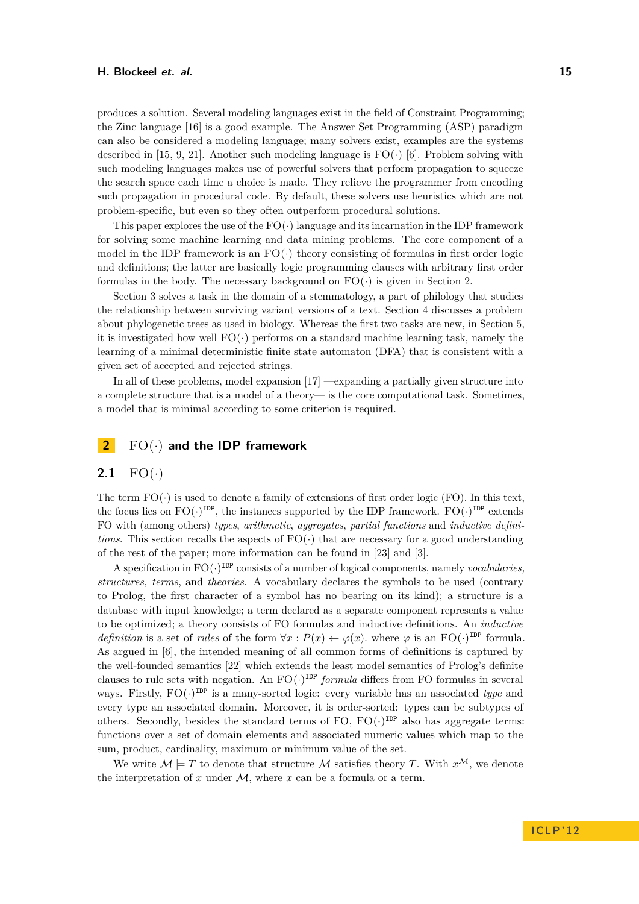produces a solution. Several modeling languages exist in the field of Constraint Programming; the Zinc language [16] is a good example. The Answer Set Programming (ASP) paradigm can also be considered a modeling language; many solvers exist, examples are the systems described in [15, 9, 21]. Another such modeling language is FO(·) [6]. Problem solving with such modeling languages makes use of powerful solvers that perform propagation to squeeze the search space each time a choice is made. They relieve the programmer from encoding such propagation in procedural code. By default, these solvers use heuristics which are not problem-specific, but even so they often outperform procedural solutions.

This paper explores the use of the FO(·) language and its incarnation in the IDP framework for solving some machine learning and data mining problems. The core component of a model in the IDP framework is an FO(·) theory consisting of formulas in first order logic and definitions; the latter are basically logic programming clauses with arbitrary first order formulas in the body. The necessary background on FO(·) is given in Section 2.

Section 3 solves a task in the domain of a stemmatology, a part of philology that studies the relationship between surviving variant versions of a text. Section 4 discusses a problem about phylogenetic trees as used in biology. Whereas the first two tasks are new, in Section 5, it is investigated how well FO(·) performs on a standard machine learning task, namely the learning of a minimal deterministic finite state automaton (DFA) that is consistent with a given set of accepted and rejected strings.

In all of these problems, model expansion [17] —expanding a partially given structure into a complete structure that is a model of a theory— is the core computational task. Sometimes, a model that is minimal according to some criterion is required.

## 2 FO(·) and the IDP framework

### 2.1 FO(·)

The term FO(·) is used to denote a family of extensions of first order logic (FO). In this text, the focus lies on $\mathrm{FO}(\cdot)^{\mathtt{IDP}}$, the instances supported by the IDP framework. $\mathrm{FO}(\cdot)^{\mathtt{IDP}}$ extends FO with (among others) *types*, *arithmetic*, *aggregates*, *partial functions* and *inductive definitions*. This section recalls the aspects of FO(·) that are necessary for a good understanding of the rest of the paper; more information can be found in [23] and [3].

A specification in $\mathrm{FO}(\cdot)^{\mathtt{IDP}}$ consists of a number of logical components, namely *vocabularies, structures, terms*, and *theories*. A vocabulary declares the symbols to be used (contrary to Prolog, the first character of a symbol has no bearing on its kind); a structure is a database with input knowledge; a term declared as a separate component represents a value to be optimized; a theory consists of FO formulas and inductive definitions. An *inductive definition* is a set of *rules* of the form $\forall \bar{x} : P(\bar{x}) \leftarrow \varphi(\bar{x})$. where $\varphi$ is an $\mathrm{FO}(\cdot)^{\mathtt{IDP}}$ formula. As argued in [6], the intended meaning of all common forms of definitions is captured by the well-founded semantics [22] which extends the least model semantics of Prolog's definite clauses to rule sets with negation. An $\mathrm{FO}(\cdot)^{\mathtt{IDP}}$ *formula* differs from FO formulas in several ways. Firstly, $\mathrm{FO}(\cdot)^{\mathtt{IDP}}$ is a many-sorted logic: every variable has an associated *type* and every type an associated domain. Moreover, it is order-sorted: types can be subtypes of others. Secondly, besides the standard terms of FO, $\mathrm{FO}(\cdot)^{\mathtt{IDP}}$ also has aggregate terms: functions over a set of domain elements and associated numeric values which map to the sum, product, cardinality, maximum or minimum value of the set.

We write $\mathcal{M} \models T$ to denote that structure $\mathcal{M}$ satisfies theory $T$. With $x^{\mathcal{M}}$, we denote the interpretation of $x$ under $\mathcal{M}$, where $x$ can be a formula or a term.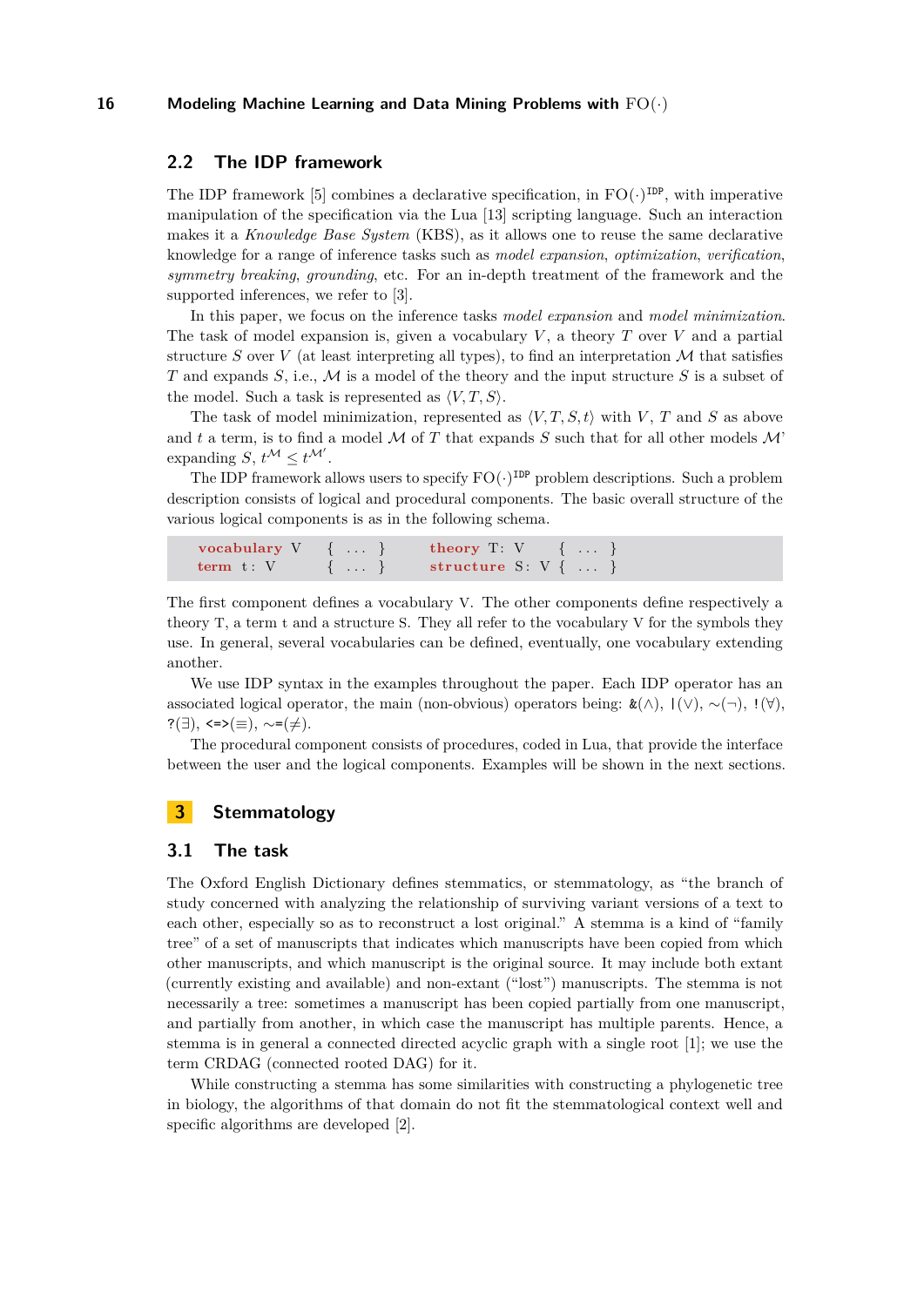## 2.2 The IDP framework

The IDP framework [5] combines a declarative specification, in $\mathrm{FO}(\cdot)^{\mathtt{IDP}}$, with imperative manipulation of the specification via the Lua [13] scripting language. Such an interaction makes it a *Knowledge Base System* (KBS), as it allows one to reuse the same declarative knowledge for a range of inference tasks such as *model expansion*, *optimization*, *verification*, *symmetry breaking*, *grounding*, etc. For an in-depth treatment of the framework and the supported inferences, we refer to [3].

In this paper, we focus on the inference tasks *model expansion* and *model minimization*. The task of model expansion is, given a vocabulary $V$, a theory $T$ over $V$ and a partial structure $S$ over $V$ (at least interpreting all types), to find an interpretation $\mathcal{M}$ that satisfies $T$ and expands $S$, i.e., $\mathcal{M}$ is a model of the theory and the input structure $S$ is a subset of the model. Such a task is represented as $\langle V, T, S\rangle$.

The task of model minimization, represented as $\langle V, T, S, t\rangle$ with $V$, $T$ and $S$ as above and $t$ a term, is to find a model $\mathcal{M}$ of $T$ that expands $S$ such that for all other models $\mathcal{M}$' expanding $S$, $t^{\mathcal{M}} \leq t^{\mathcal{M}'}$.

The IDP framework allows users to specify $\mathrm{FO}(\cdot)^{\mathtt{IDP}}$ problem descriptions. Such a problem description consists of logical and procedural components. The basic overall structure of the various logical components is as in the following schema.

```
vocabulary V   { ... }     theory T: V     { ... }
term t: V      { ... }     structure S: V { ... }
```

The first component defines a vocabulary V. The other components define respectively a theory T, a term t and a structure S. They all refer to the vocabulary V for the symbols they use. In general, several vocabularies can be defined, eventually, one vocabulary extending another.

We use IDP syntax in the examples throughout the paper. Each IDP operator has an associated logical operator, the main (non-obvious) operators being: `&`($\wedge$), `|`($\vee$), `~`($\neg$), `!`($\forall$), `?`($\exists$), `<=>`($\equiv$), `~=`($\neq$).

The procedural component consists of procedures, coded in Lua, that provide the interface between the user and the logical components. Examples will be shown in the next sections.

# 3 Stemmatology

## 3.1 The task

The Oxford English Dictionary defines stemmatics, or stemmatology, as "the branch of study concerned with analyzing the relationship of surviving variant versions of a text to each other, especially so as to reconstruct a lost original." A stemma is a kind of "family tree" of a set of manuscripts that indicates which manuscripts have been copied from which other manuscripts, and which manuscript is the original source. It may include both extant (currently existing and available) and non-extant ("lost") manuscripts. The stemma is not necessarily a tree: sometimes a manuscript has been copied partially from one manuscript, and partially from another, in which case the manuscript has multiple parents. Hence, a stemma is in general a connected directed acyclic graph with a single root [1]; we use the term CRDAG (connected rooted DAG) for it.

While constructing a stemma has some similarities with constructing a phylogenetic tree in biology, the algorithms of that domain do not fit the stemmatological context well and specific algorithms are developed [2].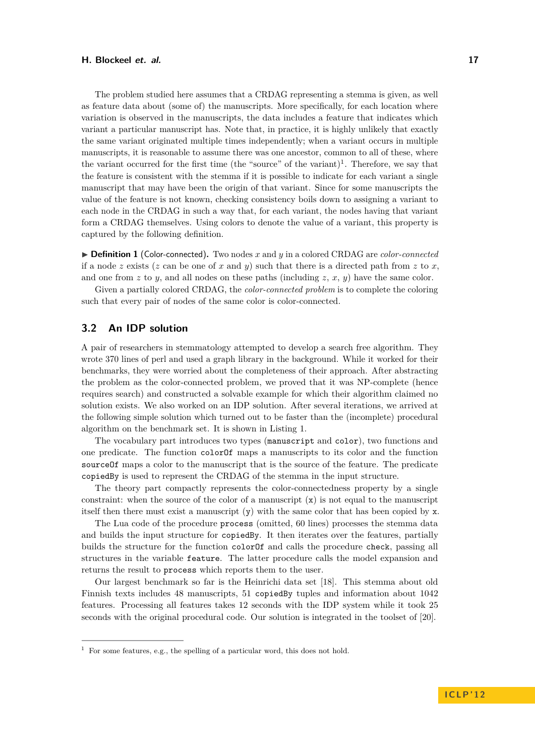The problem studied here assumes that a CRDAG representing a stemma is given, as well as feature data about (some of) the manuscripts. More specifically, for each location where variation is observed in the manuscripts, the data includes a feature that indicates which variant a particular manuscript has. Note that, in practice, it is highly unlikely that exactly the same variant originated multiple times independently; when a variant occurs in multiple manuscripts, it is reasonable to assume there was one ancestor, common to all of these, where the variant occurred for the first time (the "source" of the variant)[1]. Therefore, we say that the feature is consistent with the stemma if it is possible to indicate for each variant a single manuscript that may have been the origin of that variant. Since for some manuscripts the value of the feature is not known, checking consistency boils down to assigning a variant to each node in the CRDAG in such a way that, for each variant, the nodes having that variant form a CRDAG themselves. Using colors to denote the value of a variant, this property is captured by the following definition.

▶ **Definition 1** (Color-connected). Two nodes $x$ and $y$ in a colored CRDAG are *color-connected* if a node $z$ exists ($z$ can be one of $x$ and $y$) such that there is a directed path from $z$ to $x$, and one from $z$ to $y$, and all nodes on these paths (including $z$, $x$, $y$) have the same color.

Given a partially colored CRDAG, the *color-connected problem* is to complete the coloring such that every pair of nodes of the same color is color-connected.

## 3.2 An IDP solution

A pair of researchers in stemmatology attempted to develop a search free algorithm. They wrote 370 lines of perl and used a graph library in the background. While it worked for their benchmarks, they were worried about the completeness of their approach. After abstracting the problem as the color-connected problem, we proved that it was NP-complete (hence requires search) and constructed a solvable example for which their algorithm claimed no solution exists. We also worked on an IDP solution. After several iterations, we arrived at the following simple solution which turned out to be faster than the (incomplete) procedural algorithm on the benchmark set. It is shown in Listing 1.

The vocabulary part introduces two types (`manuscript` and `color`), two functions and one predicate. The function `colorOf` maps a manuscripts to its color and the function `sourceOf` maps a color to the manuscript that is the source of the feature. The predicate `copiedBy` is used to represent the CRDAG of the stemma in the input structure.

The theory part compactly represents the color-connectedness property by a single constraint: when the source of the color of a manuscript (`x`) is not equal to the manuscript itself then there must exist a manuscript (`y`) with the same color that has been copied by `x`.

The Lua code of the procedure `process` (omitted, 60 lines) processes the stemma data and builds the input structure for `copiedBy`. It then iterates over the features, partially builds the structure for the function `colorOf` and calls the procedure `check`, passing all structures in the variable `feature`. The latter procedure calls the model expansion and returns the result to `process` which reports them to the user.

Our largest benchmark so far is the Heinrichi data set [18]. This stemma about old Finnish texts includes 48 manuscripts, 51 `copiedBy` tuples and information about 1042 features. Processing all features takes 12 seconds with the IDP system while it took 25 seconds with the original procedural code. Our solution is integrated in the toolset of [20].

[1] For some features, e.g., the spelling of a particular word, this does not hold.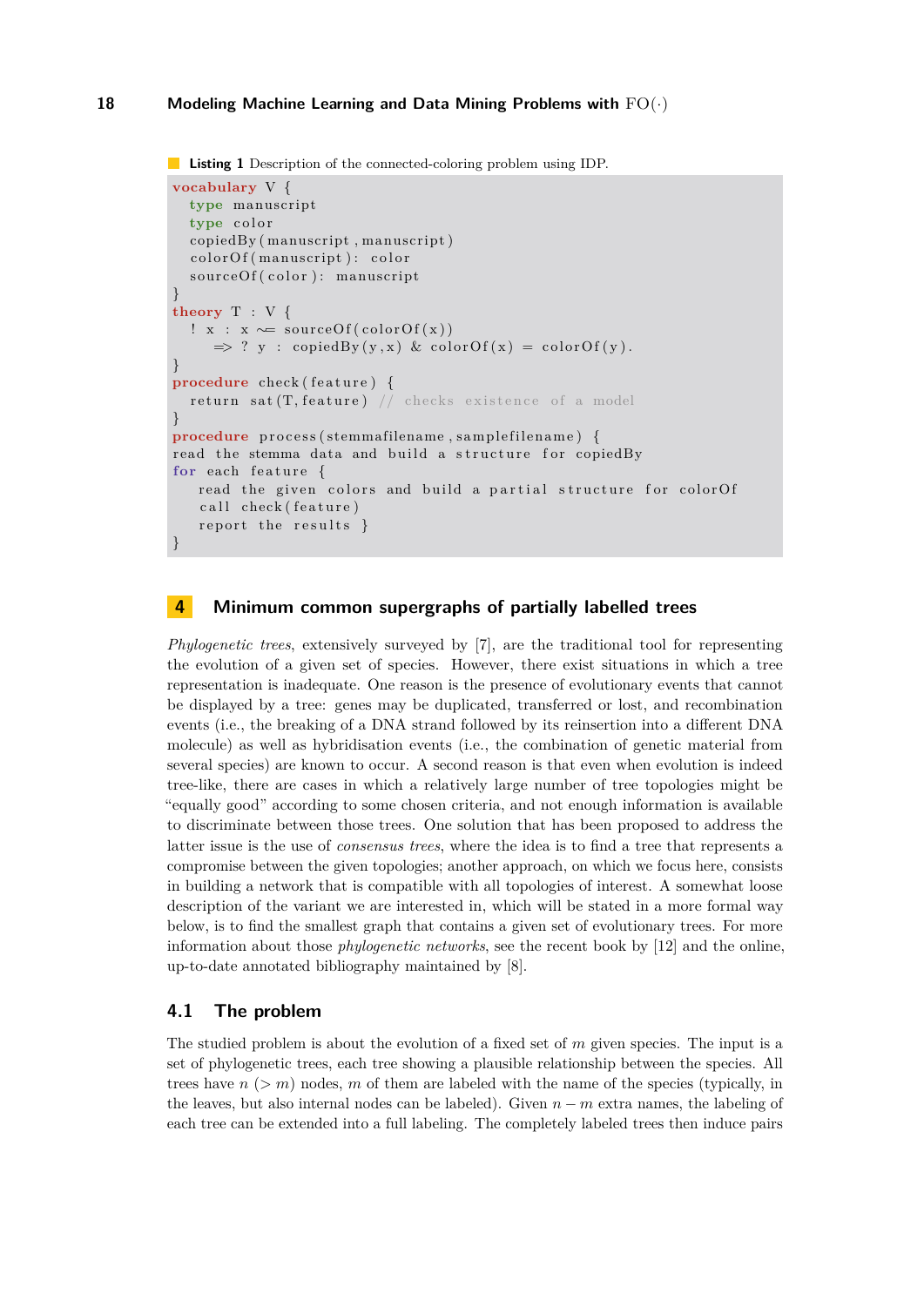**Listing 1** Description of the connected-coloring problem using IDP.

```
vocabulary V {
  type manuscript
  type color
  copiedBy(manuscript,manuscript)
  colorOf(manuscript): color
  sourceOf(color): manuscript
}
theory T : V {
  ! x : x ~= sourceOf(colorOf(x))
     => ? y : copiedBy(y,x) & colorOf(x) = colorOf(y).
}
procedure check(feature) {
  return sat(T,feature) // checks existence of a model
}
procedure process(stemmafilename,samplefilename) {
read the stemma data and build a structure for copiedBy
for each feature {
   read the given colors and build a partial structure for colorOf
   call check(feature)
   report the results }
}
```

## 4 Minimum common supergraphs of partially labelled trees

*Phylogenetic trees*, extensively surveyed by [7], are the traditional tool for representing the evolution of a given set of species. However, there exist situations in which a tree representation is inadequate. One reason is the presence of evolutionary events that cannot be displayed by a tree: genes may be duplicated, transferred or lost, and recombination events (i.e., the breaking of a DNA strand followed by its reinsertion into a different DNA molecule) as well as hybridisation events (i.e., the combination of genetic material from several species) are known to occur. A second reason is that even when evolution is indeed tree-like, there are cases in which a relatively large number of tree topologies might be "equally good" according to some chosen criteria, and not enough information is available to discriminate between those trees. One solution that has been proposed to address the latter issue is the use of *consensus trees*, where the idea is to find a tree that represents a compromise between the given topologies; another approach, on which we focus here, consists in building a network that is compatible with all topologies of interest. A somewhat loose description of the variant we are interested in, which will be stated in a more formal way below, is to find the smallest graph that contains a given set of evolutionary trees. For more information about those *phylogenetic networks*, see the recent book by [12] and the online, up-to-date annotated bibliography maintained by [8].

### 4.1 The problem

The studied problem is about the evolution of a fixed set of $m$ given species. The input is a set of phylogenetic trees, each tree showing a plausible relationship between the species. All trees have $n$ ($> m$) nodes, $m$ of them are labeled with the name of the species (typically, in the leaves, but also internal nodes can be labeled). Given $n - m$ extra names, the labeling of each tree can be extended into a full labeling. The completely labeled trees then induce pairs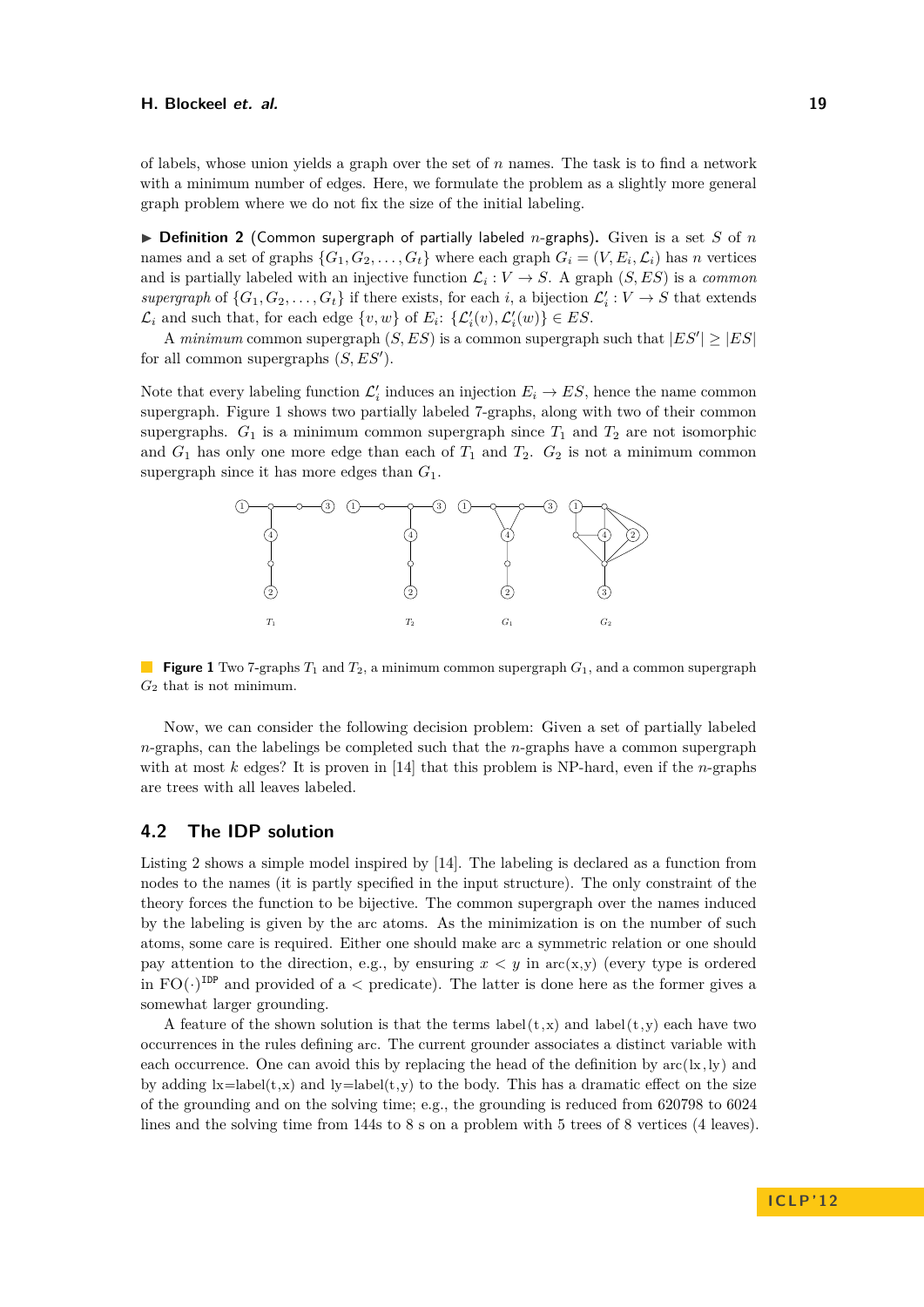of labels, whose union yields a graph over the set of $n$ names. The task is to find a network with a minimum number of edges. Here, we formulate the problem as a slightly more general graph problem where we do not fix the size of the initial labeling.

▶ **Definition 2** (Common supergraph of partially labeled $n$-graphs)**.** Given is a set $S$ of $n$ names and a set of graphs $\{G_1, G_2, \ldots, G_t\}$ where each graph $G_i = (V, E_i, \mathcal{L}_i)$ has $n$ vertices and is partially labeled with an injective function $\mathcal{L}_i : V \to S$. A graph $(S, ES)$ is a *common supergraph* of $\{G_1, G_2, \ldots, G_t\}$ if there exists, for each $i$, a bijection $\mathcal{L}'_i : V \to S$ that extends $\mathcal{L}_i$ and such that, for each edge $\{v, w\}$ of $E_i$: $\{\mathcal{L}'_i(v), \mathcal{L}'_i(w)\} \in ES$.

A *minimum* common supergraph $(S, ES)$ is a common supergraph such that $|ES'| \geq |ES|$ for all common supergraphs $(S, ES')$.

Note that every labeling function $\mathcal{L}'_i$ induces an injection $E_i \to ES$, hence the name common supergraph. Figure 1 shows two partially labeled 7-graphs, along with two of their common supergraphs. $G_1$ is a minimum common supergraph since $T_1$ and $T_2$ are not isomorphic and $G_1$ has only one more edge than each of $T_1$ and $T_2$. $G_2$ is not a minimum common supergraph since it has more edges than $G_1$.

**Figure 1** Two 7-graphs $T_1$ and $T_2$, a minimum common supergraph $G_1$, and a common supergraph $G_2$ that is not minimum.

Now, we can consider the following decision problem: Given a set of partially labeled $n$-graphs, can the labelings be completed such that the $n$-graphs have a common supergraph with at most $k$ edges? It is proven in [14] that this problem is NP-hard, even if the $n$-graphs are trees with all leaves labeled.

## 4.2 The IDP solution

Listing 2 shows a simple model inspired by [14]. The labeling is declared as a function from nodes to the names (it is partly specified in the input structure). The only constraint of the theory forces the function to be bijective. The common supergraph over the names induced by the labeling is given by the arc atoms. As the minimization is on the number of such atoms, some care is required. Either one should make arc a symmetric relation or one should pay attention to the direction, e.g., by ensuring $x < y$ in arc(x,y) (every type is ordered in $\text{FO}(\cdot)^{\text{IDP}}$ and provided of a $<$ predicate). The latter is done here as the former gives a somewhat larger grounding.

A feature of the shown solution is that the terms label(t,x) and label(t,y) each have two occurrences in the rules defining arc. The current grounder associates a distinct variable with each occurrence. One can avoid this by replacing the head of the definition by arc(lx,ly) and by adding lx=label(t,x) and ly=label(t,y) to the body. This has a dramatic effect on the size of the grounding and on the solving time; e.g., the grounding is reduced from 620798 to 6024 lines and the solving time from 144s to 8 s on a problem with 5 trees of 8 vertices (4 leaves).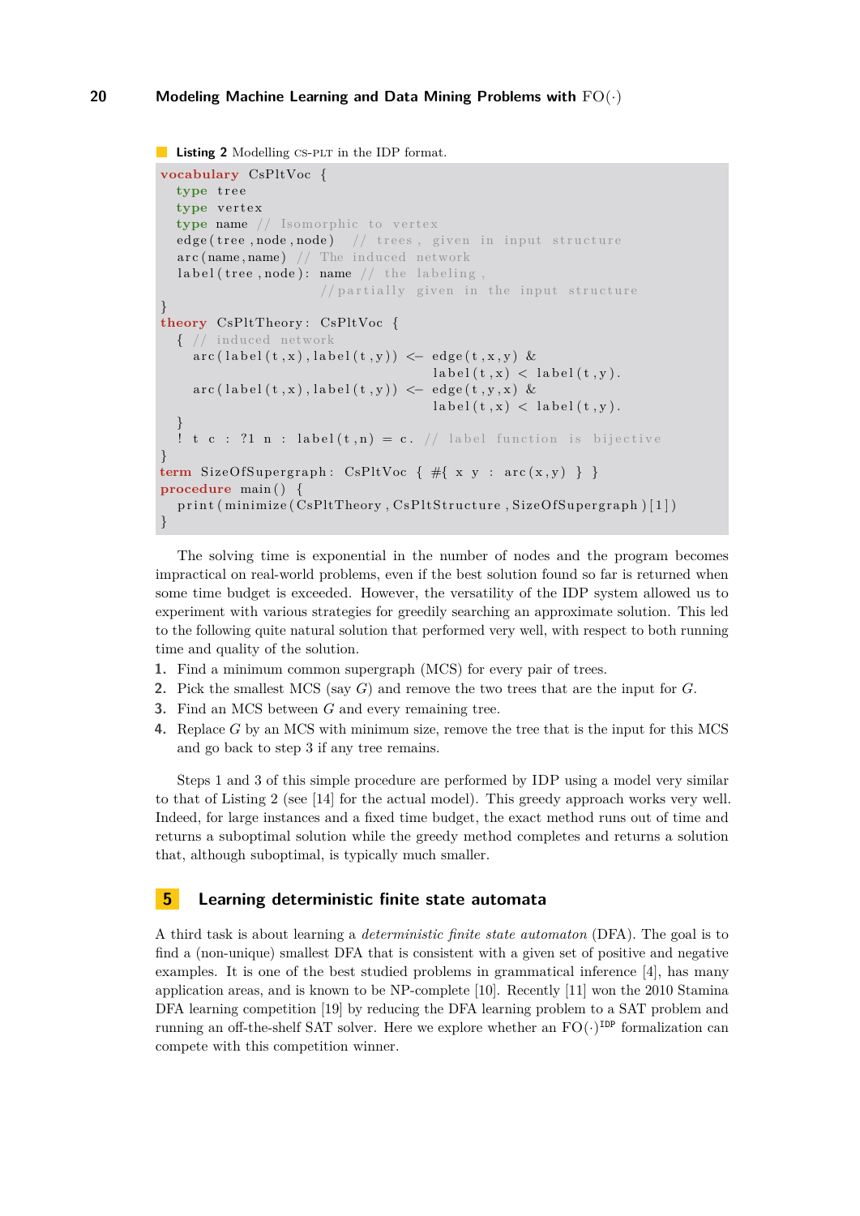**Listing 2** Modelling CS-PLT in the IDP format.

```
vocabulary CsPltVoc {
  type tree
  type vertex
  type name // Isomorphic to vertex
  edge(tree,node,node)  // trees, given in input structure
  arc(name,name) // The induced network
  label(tree,node): name // the labeling,
                   //partially given in the input structure
}
theory CsPltTheory: CsPltVoc {
  { // induced network
    arc(label(t,x),label(t,y)) <- edge(t,x,y) &
                                  label(t,x) < label(t,y).
    arc(label(t,x),label(t,y)) <- edge(t,y,x) &
                                  label(t,x) < label(t,y).
  }
  ! t c : ?1 n : label(t,n) = c. // label function is bijective
}
term SizeOfSupergraph: CsPltVoc { #{ x y : arc(x,y) } }
procedure main() {
  print(minimize(CsPltTheory,CsPltStructure,SizeOfSupergraph)[1])
}
```

The solving time is exponential in the number of nodes and the program becomes impractical on real-world problems, even if the best solution found so far is returned when some time budget is exceeded. However, the versatility of the IDP system allowed us to experiment with various strategies for greedily searching an approximate solution. This led to the following quite natural solution that performed very well, with respect to both running time and quality of the solution.

1. Find a minimum common supergraph (MCS) for every pair of trees.
2. Pick the smallest MCS (say $G$) and remove the two trees that are the input for $G$.
3. Find an MCS between $G$ and every remaining tree.
4. Replace $G$ by an MCS with minimum size, remove the tree that is the input for this MCS and go back to step 3 if any tree remains.

Steps 1 and 3 of this simple procedure are performed by IDP using a model very similar to that of Listing 2 (see [14] for the actual model). This greedy approach works very well. Indeed, for large instances and a fixed time budget, the exact method runs out of time and returns a suboptimal solution while the greedy method completes and returns a solution that, although suboptimal, is typically much smaller.

## 5 Learning deterministic finite state automata

A third task is about learning a *deterministic finite state automaton* (DFA). The goal is to find a (non-unique) smallest DFA that is consistent with a given set of positive and negative examples. It is one of the best studied problems in grammatical inference [4], has many application areas, and is known to be NP-complete [10]. Recently [11] won the 2010 Stamina DFA learning competition [19] by reducing the DFA learning problem to a SAT problem and running an off-the-shelf SAT solver. Here we explore whether an $\mathrm{FO}(\cdot)^{\mathtt{IDP}}$ formalization can compete with this competition winner.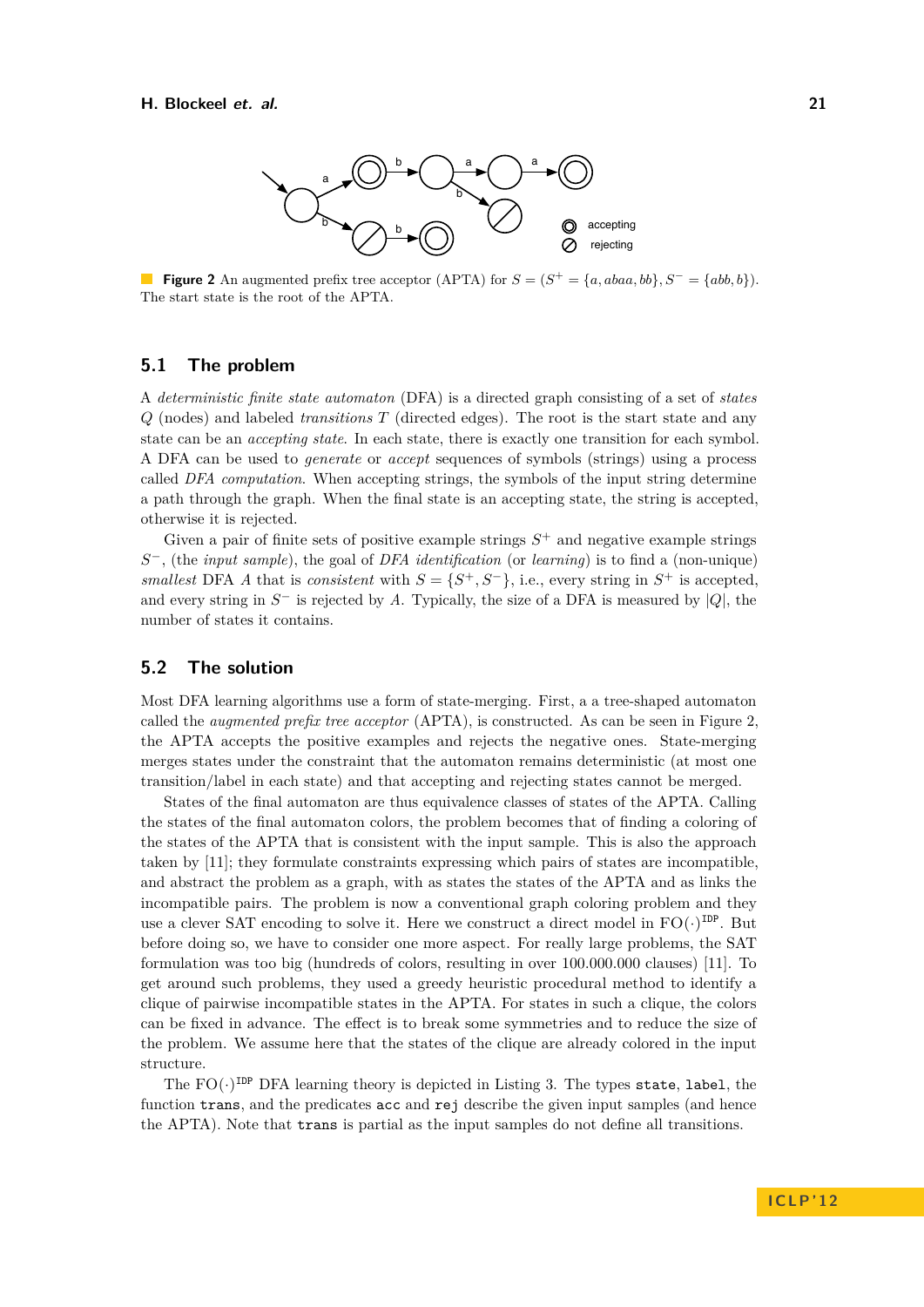**Figure 2** An augmented prefix tree acceptor (APTA) for $S = (S^+ = \{a, abaa, bb\}, S^- = \{abb, b\})$. The start state is the root of the APTA.

## 5.1 The problem

A *deterministic finite state automaton* (DFA) is a directed graph consisting of a set of *states* $Q$ (nodes) and labeled *transitions* $T$ (directed edges). The root is the start state and any state can be an *accepting state*. In each state, there is exactly one transition for each symbol. A DFA can be used to *generate* or *accept* sequences of symbols (strings) using a process called *DFA computation*. When accepting strings, the symbols of the input string determine a path through the graph. When the final state is an accepting state, the string is accepted, otherwise it is rejected.

Given a pair of finite sets of positive example strings $S^+$ and negative example strings $S^-$, (the *input sample*), the goal of *DFA identification* (or *learning*) is to find a (non-unique) *smallest* DFA $A$ that is *consistent* with $S = \{S^+, S^-\}$, i.e., every string in $S^+$ is accepted, and every string in $S^-$ is rejected by $A$. Typically, the size of a DFA is measured by $|Q|$, the number of states it contains.

## 5.2 The solution

Most DFA learning algorithms use a form of state-merging. First, a a tree-shaped automaton called the *augmented prefix tree acceptor* (APTA), is constructed. As can be seen in Figure 2, the APTA accepts the positive examples and rejects the negative ones. State-merging merges states under the constraint that the automaton remains deterministic (at most one transition/label in each state) and that accepting and rejecting states cannot be merged.

States of the final automaton are thus equivalence classes of states of the APTA. Calling the states of the final automaton colors, the problem becomes that of finding a coloring of the states of the APTA that is consistent with the input sample. This is also the approach taken by [11]; they formulate constraints expressing which pairs of states are incompatible, and abstract the problem as a graph, with as states the states of the APTA and as links the incompatible pairs. The problem is now a conventional graph coloring problem and they use a clever SAT encoding to solve it. Here we construct a direct model in $\mathrm{FO}(\cdot)^{\mathrm{IDP}}$. But before doing so, we have to consider one more aspect. For really large problems, the SAT formulation was too big (hundreds of colors, resulting in over 100.000.000 clauses) [11]. To get around such problems, they used a greedy heuristic procedural method to identify a clique of pairwise incompatible states in the APTA. For states in such a clique, the colors can be fixed in advance. The effect is to break some symmetries and to reduce the size of the problem. We assume here that the states of the clique are already colored in the input structure.

The $\mathrm{FO}(\cdot)^{\mathrm{IDP}}$ DFA learning theory is depicted in Listing 3. The types `state`, `label`, the function `trans`, and the predicates `acc` and `rej` describe the given input samples (and hence the APTA). Note that `trans` is partial as the input samples do not define all transitions.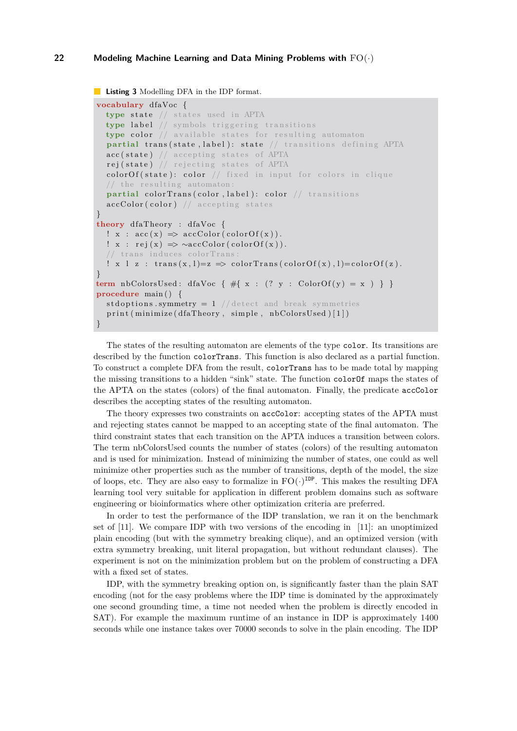**Listing 3** Modelling DFA in the IDP format.

```
vocabulary dfaVoc {
  type state // states used in APTA
  type label // symbols triggering transitions
  type color // available states for resulting automaton
  partial trans(state,label): state // transitions defining APTA
  acc(state) // accepting states of APTA
  rej(state) // rejecting states of APTA
  colorOf(state): color // fixed in input for colors in clique
  // the resulting automaton:
  partial colorTrans(color,label): color // transitions
  accColor(color) // accepting states
}
theory dfaTheory : dfaVoc {
  ! x : acc(x) => accColor(colorOf(x)).
  ! x : rej(x) => ~accColor(colorOf(x)).
  // trans induces colorTrans:
  ! x l z : trans(x,l)=z => colorTrans(colorOf(x),l)=colorOf(z).
}
term nbColorsUsed: dfaVoc { #{ x : (? y : ColorOf(y) = x ) } }
procedure main() {
  stdoptions.symmetry = 1 //detect and break symmetries
  print(minimize(dfaTheory, simple, nbColorsUsed)[1])
}
```

The states of the resulting automaton are elements of the type `color`. Its transitions are described by the function `colorTrans`. This function is also declared as a partial function. To construct a complete DFA from the result, `colorTrans` has to be made total by mapping the missing transitions to a hidden "sink" state. The function `colorOf` maps the states of the APTA on the states (colors) of the final automaton. Finally, the predicate `accColor` describes the accepting states of the resulting automaton.

The theory expresses two constraints on `accColor`: accepting states of the APTA must and rejecting states cannot be mapped to an accepting state of the final automaton. The third constraint states that each transition on the APTA induces a transition between colors. The term nbColorsUsed counts the number of states (colors) of the resulting automaton and is used for minimization. Instead of minimizing the number of states, one could as well minimize other properties such as the number of transitions, depth of the model, the size of loops, etc. They are also easy to formalize in $\mathrm{FO}(\cdot)^{\mathrm{IDP}}$. This makes the resulting DFA learning tool very suitable for application in different problem domains such as software engineering or bioinformatics where other optimization criteria are preferred.

In order to test the performance of the IDP translation, we ran it on the benchmark set of [11]. We compare IDP with two versions of the encoding in [11]: an unoptimized plain encoding (but with the symmetry breaking clique), and an optimized version (with extra symmetry breaking, unit literal propagation, but without redundant clauses). The experiment is not on the minimization problem but on the problem of constructing a DFA with a fixed set of states.

IDP, with the symmetry breaking option on, is significantly faster than the plain SAT encoding (not for the easy problems where the IDP time is dominated by the approximately one second grounding time, a time not needed when the problem is directly encoded in SAT). For example the maximum runtime of an instance in IDP is approximately 1400 seconds while one instance takes over 70000 seconds to solve in the plain encoding. The IDP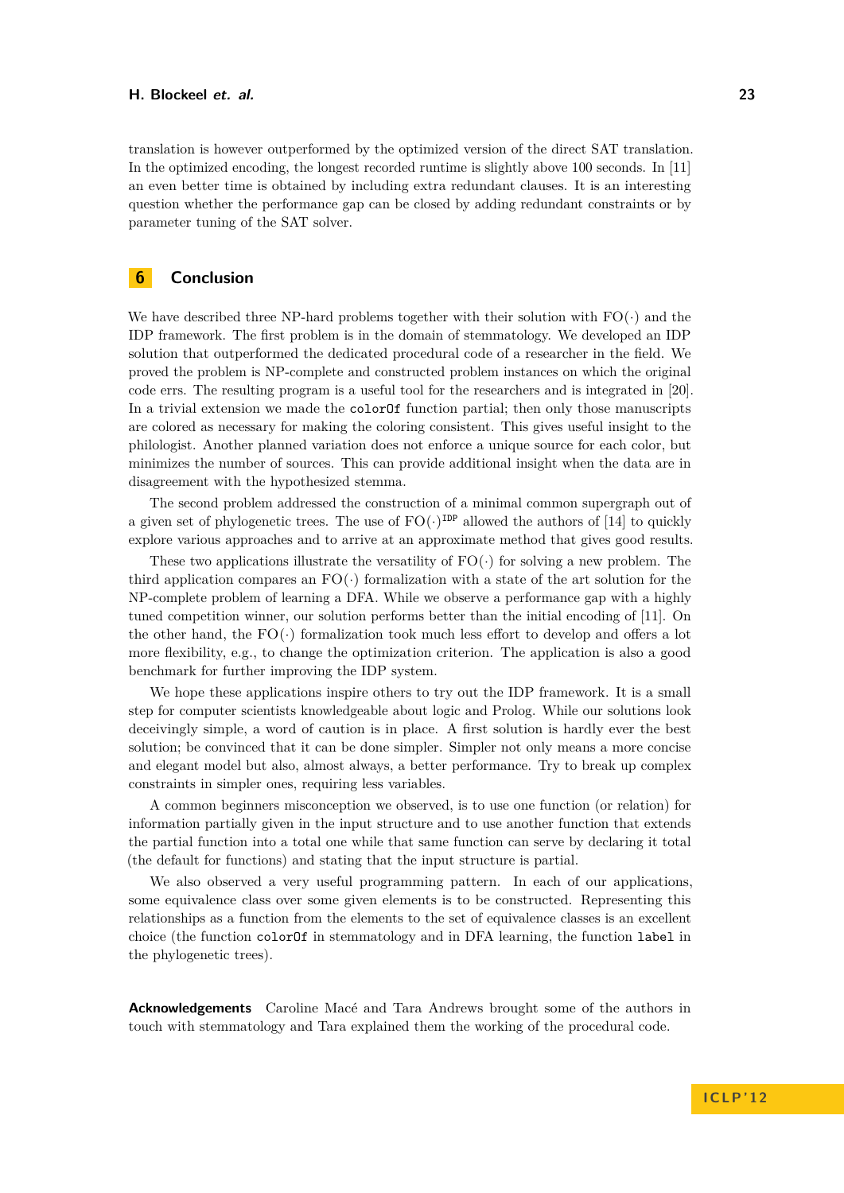translation is however outperformed by the optimized version of the direct SAT translation. In the optimized encoding, the longest recorded runtime is slightly above 100 seconds. In [11] an even better time is obtained by including extra redundant clauses. It is an interesting question whether the performance gap can be closed by adding redundant constraints or by parameter tuning of the SAT solver.

## 6 Conclusion

We have described three NP-hard problems together with their solution with FO($\cdot$) and the IDP framework. The first problem is in the domain of stemmatology. We developed an IDP solution that outperformed the dedicated procedural code of a researcher in the field. We proved the problem is NP-complete and constructed problem instances on which the original code errs. The resulting program is a useful tool for the researchers and is integrated in [20]. In a trivial extension we made the `colorOf` function partial; then only those manuscripts are colored as necessary for making the coloring consistent. This gives useful insight to the philologist. Another planned variation does not enforce a unique source for each color, but minimizes the number of sources. This can provide additional insight when the data are in disagreement with the hypothesized stemma.

The second problem addressed the construction of a minimal common supergraph out of a given set of phylogenetic trees. The use of FO($\cdot$)$^{\texttt{IDP}}$ allowed the authors of [14] to quickly explore various approaches and to arrive at an approximate method that gives good results.

These two applications illustrate the versatility of FO($\cdot$) for solving a new problem. The third application compares an FO($\cdot$) formalization with a state of the art solution for the NP-complete problem of learning a DFA. While we observe a performance gap with a highly tuned competition winner, our solution performs better than the initial encoding of [11]. On the other hand, the FO($\cdot$) formalization took much less effort to develop and offers a lot more flexibility, e.g., to change the optimization criterion. The application is also a good benchmark for further improving the IDP system.

We hope these applications inspire others to try out the IDP framework. It is a small step for computer scientists knowledgeable about logic and Prolog. While our solutions look deceivingly simple, a word of caution is in place. A first solution is hardly ever the best solution; be convinced that it can be done simpler. Simpler not only means a more concise and elegant model but also, almost always, a better performance. Try to break up complex constraints in simpler ones, requiring less variables.

A common beginners misconception we observed, is to use one function (or relation) for information partially given in the input structure and to use another function that extends the partial function into a total one while that same function can serve by declaring it total (the default for functions) and stating that the input structure is partial.

We also observed a very useful programming pattern. In each of our applications, some equivalence class over some given elements is to be constructed. Representing this relationships as a function from the elements to the set of equivalence classes is an excellent choice (the function `colorOf` in stemmatology and in DFA learning, the function `label` in the phylogenetic trees).

**Acknowledgements** Caroline Macé and Tara Andrews brought some of the authors in touch with stemmatology and Tara explained them the working of the procedural code.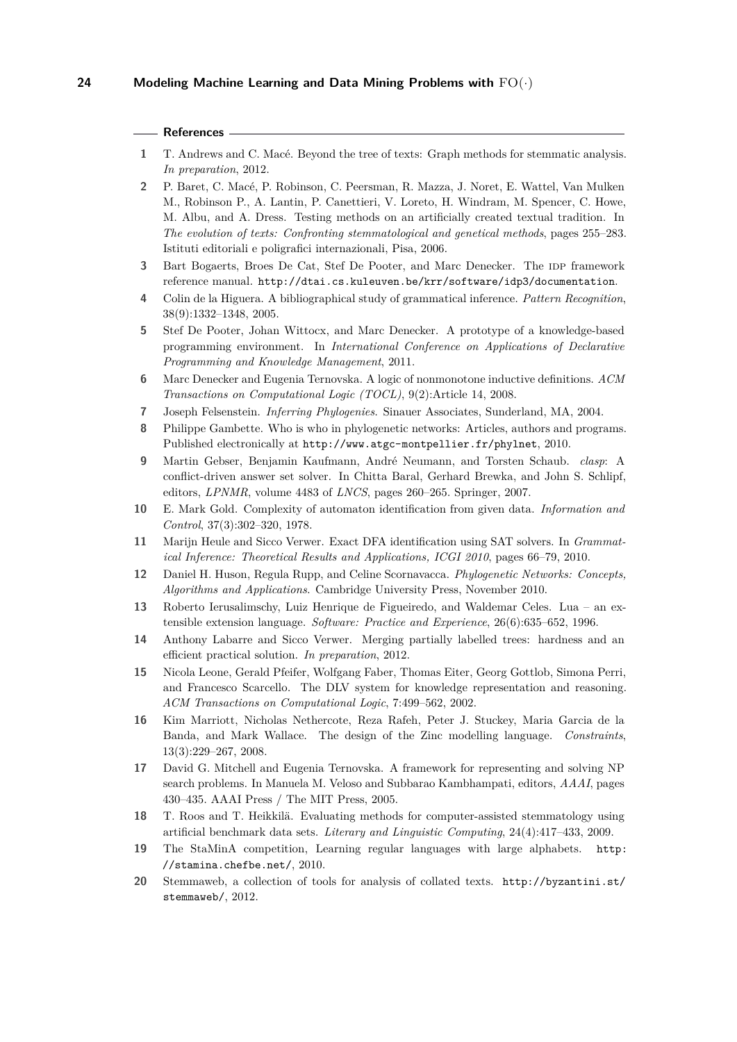## References

1. T. Andrews and C. Macé. Beyond the tree of texts: Graph methods for stemmatic analysis. *In preparation*, 2012.
2. P. Baret, C. Macé, P. Robinson, C. Peersman, R. Mazza, J. Noret, E. Wattel, Van Mulken M., Robinson P., A. Lantin, P. Canettieri, V. Loreto, H. Windram, M. Spencer, C. Howe, M. Albu, and A. Dress. Testing methods on an artificially created textual tradition. In *The evolution of texts: Confronting stemmatological and genetical methods*, pages 255–283. Istituti editoriali e poligrafici internazionali, Pisa, 2006.
3. Bart Bogaerts, Broes De Cat, Stef De Pooter, and Marc Denecker. The IDP framework reference manual. http://dtai.cs.kuleuven.be/krr/software/idp3/documentation.
4. Colin de la Higuera. A bibliographical study of grammatical inference. *Pattern Recognition*, 38(9):1332–1348, 2005.
5. Stef De Pooter, Johan Wittocx, and Marc Denecker. A prototype of a knowledge-based programming environment. In *International Conference on Applications of Declarative Programming and Knowledge Management*, 2011.
6. Marc Denecker and Eugenia Ternovska. A logic of nonmonotone inductive definitions. *ACM Transactions on Computational Logic (TOCL)*, 9(2):Article 14, 2008.
7. Joseph Felsenstein. *Inferring Phylogenies.* Sinauer Associates, Sunderland, MA, 2004.
8. Philippe Gambette. Who is who in phylogenetic networks: Articles, authors and programs. Published electronically at http://www.atgc-montpellier.fr/phylnet, 2010.
9. Martin Gebser, Benjamin Kaufmann, André Neumann, and Torsten Schaub. *clasp*: A conflict-driven answer set solver. In Chitta Baral, Gerhard Brewka, and John S. Schlipf, editors, *LPNMR*, volume 4483 of *LNCS*, pages 260–265. Springer, 2007.
10. E. Mark Gold. Complexity of automaton identification from given data. *Information and Control*, 37(3):302–320, 1978.
11. Marijn Heule and Sicco Verwer. Exact DFA identification using SAT solvers. In *Grammatical Inference: Theoretical Results and Applications, ICGI 2010*, pages 66–79, 2010.
12. Daniel H. Huson, Regula Rupp, and Celine Scornavacca. *Phylogenetic Networks: Concepts, Algorithms and Applications.* Cambridge University Press, November 2010.
13. Roberto Ierusalimschy, Luiz Henrique de Figueiredo, and Waldemar Celes. Lua – an extensible extension language. *Software: Practice and Experience*, 26(6):635–652, 1996.
14. Anthony Labarre and Sicco Verwer. Merging partially labelled trees: hardness and an efficient practical solution. *In preparation*, 2012.
15. Nicola Leone, Gerald Pfeifer, Wolfgang Faber, Thomas Eiter, Georg Gottlob, Simona Perri, and Francesco Scarcello. The DLV system for knowledge representation and reasoning. *ACM Transactions on Computational Logic*, 7:499–562, 2002.
16. Kim Marriott, Nicholas Nethercote, Reza Rafeh, Peter J. Stuckey, Maria Garcia de la Banda, and Mark Wallace. The design of the Zinc modelling language. *Constraints*, 13(3):229–267, 2008.
17. David G. Mitchell and Eugenia Ternovska. A framework for representing and solving NP search problems. In Manuela M. Veloso and Subbarao Kambhampati, editors, *AAAI*, pages 430–435. AAAI Press / The MIT Press, 2005.
18. T. Roos and T. Heikkilä. Evaluating methods for computer-assisted stemmatology using artificial benchmark data sets. *Literary and Linguistic Computing*, 24(4):417–433, 2009.
19. The StaMinA competition, Learning regular languages with large alphabets. http://stamina.chefbe.net/, 2010.
20. Stemmaweb, a collection of tools for analysis of collated texts. http://byzantini.st/stemmaweb/, 2012.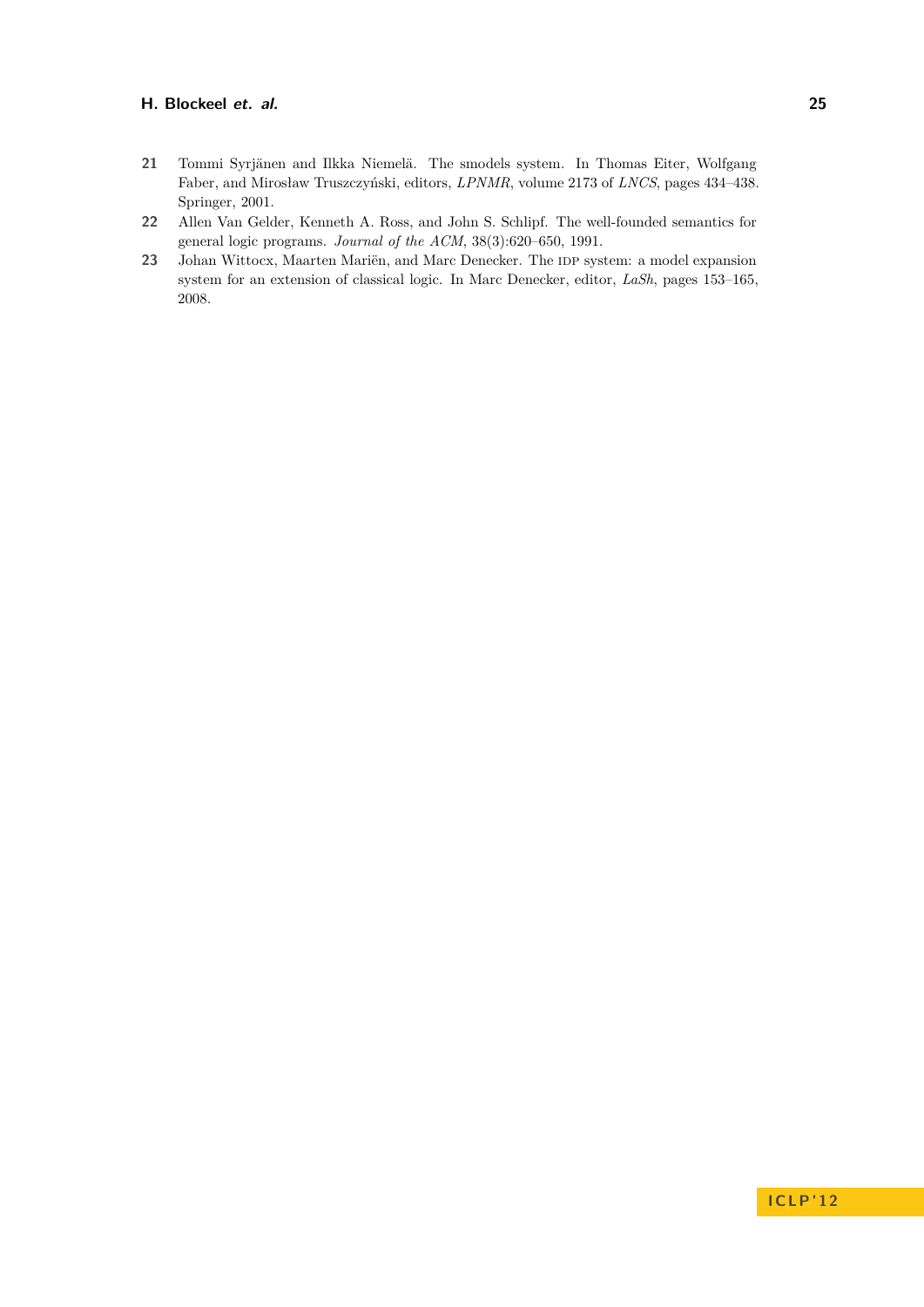**21** Tommi Syrjänen and Ilkka Niemelä. The smodels system. In Thomas Eiter, Wolfgang Faber, and Mirosław Truszczyński, editors, *LPNMR*, volume 2173 of *LNCS*, pages 434–438. Springer, 2001.

**22** Allen Van Gelder, Kenneth A. Ross, and John S. Schlipf. The well-founded semantics for general logic programs. *Journal of the ACM*, 38(3):620–650, 1991.

**23** Johan Wittocx, Maarten Mariën, and Marc Denecker. The IDP system: a model expansion system for an extension of classical logic. In Marc Denecker, editor, *LaSh*, pages 153–165, 2008.